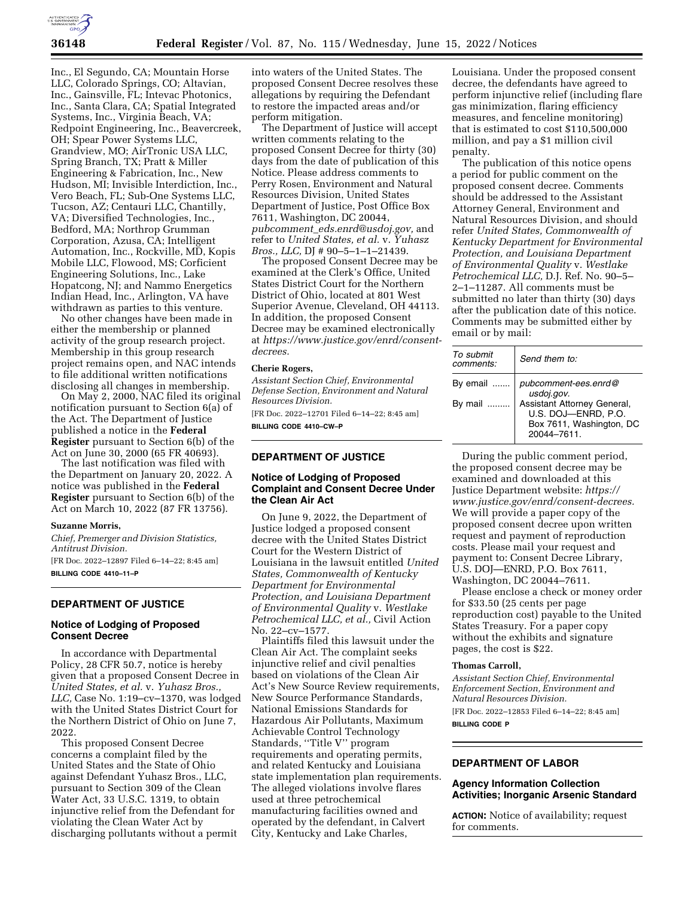Inc., El Segundo, CA; Mountain Horse LLC, Colorado Springs, CO; Altavian, Inc., Gainsville, FL; Intevac Photonics, Inc., Santa Clara, CA; Spatial Integrated Systems, Inc., Virginia Beach, VA; Redpoint Engineering, Inc., Beavercreek, OH; Spear Power Systems LLC, Grandview, MO; AirTronic USA LLC, Spring Branch, TX; Pratt & Miller Engineering & Fabrication, Inc., New Hudson, MI; Invisible Interdiction, Inc., Vero Beach, FL; Sub-One Systems LLC, Tucson, AZ; Centauri LLC, Chantilly, VA; Diversified Technologies, Inc., Bedford, MA; Northrop Grumman Corporation, Azusa, CA; Intelligent Automation, Inc., Rockville, MD, Kopis Mobile LLC, Flowood, MS; Corficient Engineering Solutions, Inc., Lake Hopatcong, NJ; and Nammo Energetics Indian Head, Inc., Arlington, VA have withdrawn as parties to this venture.

No other changes have been made in either the membership or planned activity of the group research project. Membership in this group research project remains open, and NAC intends to file additional written notifications disclosing all changes in membership.

On May 2, 2000, NAC filed its original notification pursuant to Section 6(a) of the Act. The Department of Justice published a notice in the **Federal Register** pursuant to Section 6(b) of the Act on June 30, 2000 (65 FR 40693).

The last notification was filed with the Department on January 20, 2022. A notice was published in the **Federal Register** pursuant to Section 6(b) of the Act on March 10, 2022 (87 FR 13756).

**Suzanne Morris,**

*Chief, Premerger and Division Statistics, Antitrust Division.*

[FR Doc. 2022–12897 Filed 6–14–22; 8:45 am]

**BILLING CODE 4410–11–P**

## DEPARTMENT OF JUSTICE

### Notice of Lodging of Proposed Consent Decree

In accordance with Departmental Policy, 28 CFR 50.7, notice is hereby given that a proposed Consent Decree in *United States, et al.* v. *Yuhasz Bros., LLC,* Case No. 1:19–cv–1370, was lodged with the United States District Court for the Northern District of Ohio on June 7, 2022.

This proposed Consent Decree concerns a complaint filed by the United States and the State of Ohio against Defendant Yuhasz Bros., LLC, pursuant to Section 309 of the Clean Water Act, 33 U.S.C. 1319, to obtain injunctive relief from the Defendant for violating the Clean Water Act by discharging pollutants without a permit into waters of the United States. The proposed Consent Decree resolves these allegations by requiring the Defendant to restore the impacted areas and/or perform mitigation.

The Department of Justice will accept written comments relating to the proposed Consent Decree for thirty (30) days from the date of publication of this Notice. Please address comments to Perry Rosen, Environment and Natural Resources Division, United States Department of Justice, Post Office Box 7611, Washington, DC 20044, *pubcomment_eds.enrd@usdoj.gov,* and refer to *United States, et al.* v. *Yuhasz Bros., LLC,* DJ # 90–5–1–1–21439.

The proposed Consent Decree may be examined at the Clerk's Office, United States District Court for the Northern District of Ohio, located at 801 West Superior Avenue, Cleveland, OH 44113. In addition, the proposed Consent Decree may be examined electronically at *https://www.justice.gov/enrd/consent-decrees.*

**Cherie Rogers,**

*Assistant Section Chief, Environmental Defense Section, Environment and Natural Resources Division.*

[FR Doc. 2022–12701 Filed 6–14–22; 8:45 am]

**BILLING CODE 4410–CW–P**

## DEPARTMENT OF JUSTICE

### Notice of Lodging of Proposed Complaint and Consent Decree Under the Clean Air Act

On June 9, 2022, the Department of Justice lodged a proposed consent decree with the United States District Court for the Western District of Louisiana in the lawsuit entitled *United States, Commonwealth of Kentucky Department for Environmental Protection, and Louisiana Department of Environmental Quality* v. *Westlake Petrochemical LLC, et al.,* Civil Action No. 22–cv–1577.

Plaintiffs filed this lawsuit under the Clean Air Act. The complaint seeks injunctive relief and civil penalties based on violations of the Clean Air Act's New Source Review requirements, New Source Performance Standards, National Emissions Standards for Hazardous Air Pollutants, Maximum Achievable Control Technology Standards, ''Title V'' program requirements and operating permits, and related Kentucky and Louisiana state implementation plan requirements. The alleged violations involve flares used at three petrochemical manufacturing facilities owned and operated by the defendant, in Calvert City, Kentucky and Lake Charles, Louisiana. Under the proposed consent decree, the defendants have agreed to perform injunctive relief (including flare gas minimization, flaring efficiency measures, and fenceline monitoring) that is estimated to cost $110,500,000 million, and pay a $1 million civil penalty.

The publication of this notice opens a period for public comment on the proposed consent decree. Comments should be addressed to the Assistant Attorney General, Environment and Natural Resources Division, and should refer *United States, Commonwealth of Kentucky Department for Environmental Protection, and Louisiana Department of Environmental Quality* v. *Westlake Petrochemical LLC,* D.J. Ref. No. 90–5–2–1–11287. All comments must be submitted no later than thirty (30) days after the publication date of this notice. Comments may be submitted either by email or by mail:

| To submit comments: | Send them to: |
|---|---|
| By email ....... | *pubcomment-ees.enrd@usdoj.gov.* |
| By mail ......... | Assistant Attorney General, U.S. DOJ—ENRD, P.O. Box 7611, Washington, DC 20044–7611. |

During the public comment period, the proposed consent decree may be examined and downloaded at this Justice Department website: *https://www.justice.gov/enrd/consent-decrees.* We will provide a paper copy of the proposed consent decree upon written request and payment of reproduction costs. Please mail your request and payment to: Consent Decree Library, U.S. DOJ—ENRD, P.O. Box 7611, Washington, DC 20044–7611.

Please enclose a check or money order for $33.50 (25 cents per page reproduction cost) payable to the United States Treasury. For a paper copy without the exhibits and signature pages, the cost is $22.

**Thomas Carroll,**

*Assistant Section Chief, Environmental Enforcement Section, Environment and Natural Resources Division.*

[FR Doc. 2022–12853 Filed 6–14–22; 8:45 am]

**BILLING CODE P**

## DEPARTMENT OF LABOR

### Agency Information Collection Activities; Inorganic Arsenic Standard

**ACTION:** Notice of availability; request for comments.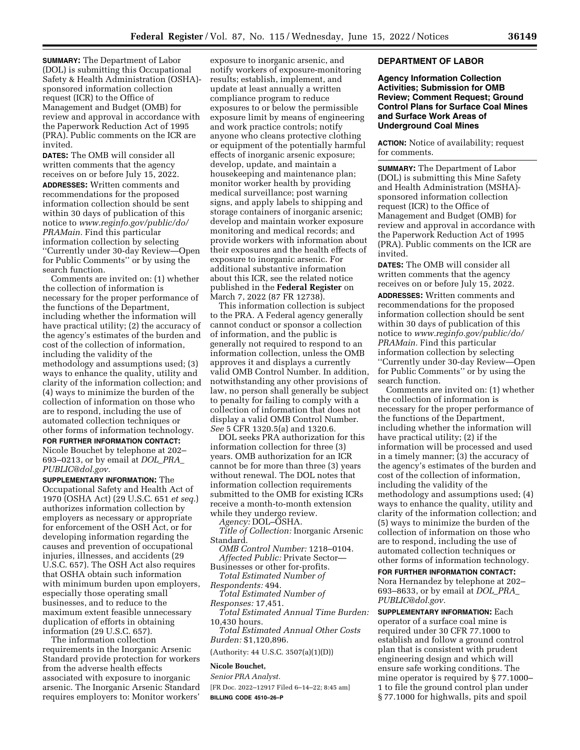**SUMMARY:** The Department of Labor (DOL) is submitting this Occupational Safety & Health Administration (OSHA)-sponsored information collection request (ICR) to the Office of Management and Budget (OMB) for review and approval in accordance with the Paperwork Reduction Act of 1995 (PRA). Public comments on the ICR are invited.

**DATES:** The OMB will consider all written comments that the agency receives on or before July 15, 2022.

**ADDRESSES:** Written comments and recommendations for the proposed information collection should be sent within 30 days of publication of this notice to *www.reginfo.gov/public/do/PRAMain.* Find this particular information collection by selecting ''Currently under 30-day Review—Open for Public Comments'' or by using the search function.

Comments are invited on: (1) whether the collection of information is necessary for the proper performance of the functions of the Department, including whether the information will have practical utility; (2) the accuracy of the agency's estimates of the burden and cost of the collection of information, including the validity of the methodology and assumptions used; (3) ways to enhance the quality, utility and clarity of the information collection; and (4) ways to minimize the burden of the collection of information on those who are to respond, including the use of automated collection techniques or other forms of information technology.

**FOR FURTHER INFORMATION CONTACT:** Nicole Bouchet by telephone at 202–693–0213, or by email at *DOL_PRA_PUBLIC@dol.gov.*

**SUPPLEMENTARY INFORMATION:** The Occupational Safety and Health Act of 1970 (OSHA Act) (29 U.S.C. 651 *et seq.*) authorizes information collection by employers as necessary or appropriate for enforcement of the OSH Act, or for developing information regarding the causes and prevention of occupational injuries, illnesses, and accidents (29 U.S.C. 657). The OSH Act also requires that OSHA obtain such information with minimum burden upon employers, especially those operating small businesses, and to reduce to the maximum extent feasible unnecessary duplication of efforts in obtaining information (29 U.S.C. 657).

The information collection requirements in the Inorganic Arsenic Standard provide protection for workers from the adverse health effects associated with exposure to inorganic arsenic. The Inorganic Arsenic Standard requires employers to: Monitor workers' exposure to inorganic arsenic, and notify workers of exposure-monitoring results; establish, implement, and update at least annually a written compliance program to reduce exposures to or below the permissible exposure limit by means of engineering and work practice controls; notify anyone who cleans protective clothing or equipment of the potentially harmful effects of inorganic arsenic exposure; develop, update, and maintain a housekeeping and maintenance plan; monitor worker health by providing medical surveillance; post warning signs, and apply labels to shipping and storage containers of inorganic arsenic; develop and maintain worker exposure monitoring and medical records; and provide workers with information about their exposures and the health effects of exposure to inorganic arsenic. For additional substantive information about this ICR, see the related notice published in the **Federal Register** on March 7, 2022 (87 FR 12738).

This information collection is subject to the PRA. A Federal agency generally cannot conduct or sponsor a collection of information, and the public is generally not required to respond to an information collection, unless the OMB approves it and displays a currently valid OMB Control Number. In addition, notwithstanding any other provisions of law, no person shall generally be subject to penalty for failing to comply with a collection of information that does not display a valid OMB Control Number. *See* 5 CFR 1320.5(a) and 1320.6.

DOL seeks PRA authorization for this information collection for three (3) years. OMB authorization for an ICR cannot be for more than three (3) years without renewal. The DOL notes that information collection requirements submitted to the OMB for existing ICRs receive a month-to-month extension while they undergo review.

*Agency:* DOL–OSHA.

*Title of Collection:* Inorganic Arsenic Standard.

*OMB Control Number:* 1218–0104.

*Affected Public:* Private Sector—Businesses or other for-profits.

*Total Estimated Number of Respondents:* 494.

*Total Estimated Number of Responses:* 17,451.

*Total Estimated Annual Time Burden:* 10,430 hours.

*Total Estimated Annual Other Costs Burden:* $1,120,896.

(Authority: 44 U.S.C. 3507(a)(1)(D))

**Nicole Bouchet,**

*Senior PRA Analyst.*

[FR Doc. 2022–12917 Filed 6–14–22; 8:45 am]

**BILLING CODE 4510–26–P**

## DEPARTMENT OF LABOR

### Agency Information Collection Activities; Submission for OMB Review; Comment Request; Ground Control Plans for Surface Coal Mines and Surface Work Areas of Underground Coal Mines

**ACTION:** Notice of availability; request for comments.

**SUMMARY:** The Department of Labor (DOL) is submitting this Mine Safety and Health Administration (MSHA)-sponsored information collection request (ICR) to the Office of Management and Budget (OMB) for review and approval in accordance with the Paperwork Reduction Act of 1995 (PRA). Public comments on the ICR are invited.

**DATES:** The OMB will consider all written comments that the agency receives on or before July 15, 2022.

**ADDRESSES:** Written comments and recommendations for the proposed information collection should be sent within 30 days of publication of this notice to *www.reginfo.gov/public/do/PRAMain.* Find this particular information collection by selecting ''Currently under 30-day Review—Open for Public Comments'' or by using the search function.

Comments are invited on: (1) whether the collection of information is necessary for the proper performance of the functions of the Department, including whether the information will have practical utility; (2) if the information will be processed and used in a timely manner; (3) the accuracy of the agency's estimates of the burden and cost of the collection of information, including the validity of the methodology and assumptions used; (4) ways to enhance the quality, utility and clarity of the information collection; and (5) ways to minimize the burden of the collection of information on those who are to respond, including the use of automated collection techniques or other forms of information technology.

**FOR FURTHER INFORMATION CONTACT:** Nora Hernandez by telephone at 202–693–8633, or by email at *DOL_PRA_PUBLIC@dol.gov.*

**SUPPLEMENTARY INFORMATION:** Each operator of a surface coal mine is required under 30 CFR 77.1000 to establish and follow a ground control plan that is consistent with prudent engineering design and which will ensure safe working conditions. The mine operator is required by § 77.1000–1 to file the ground control plan under § 77.1000 for highwalls, pits and spoil